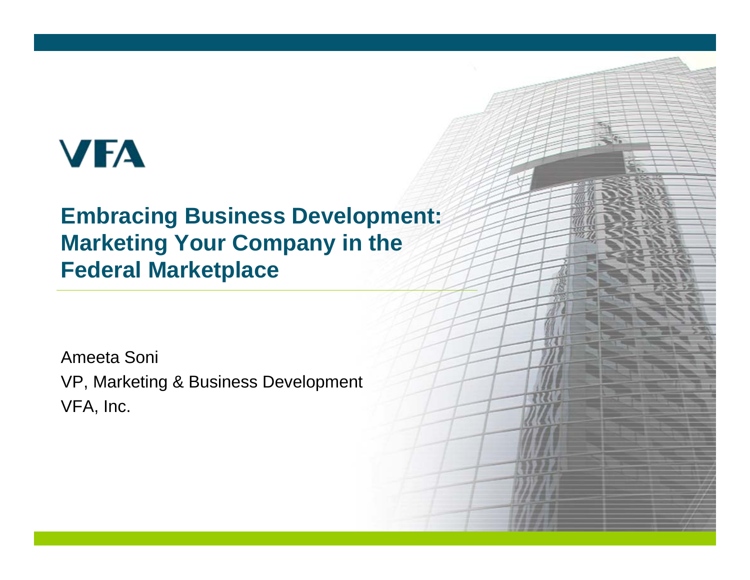VFA

# Embracing Business Development: Marketing Your Company in the Federal Marketplace

Ameeta Soni

VP, Marketing & Business Development

VFA, Inc.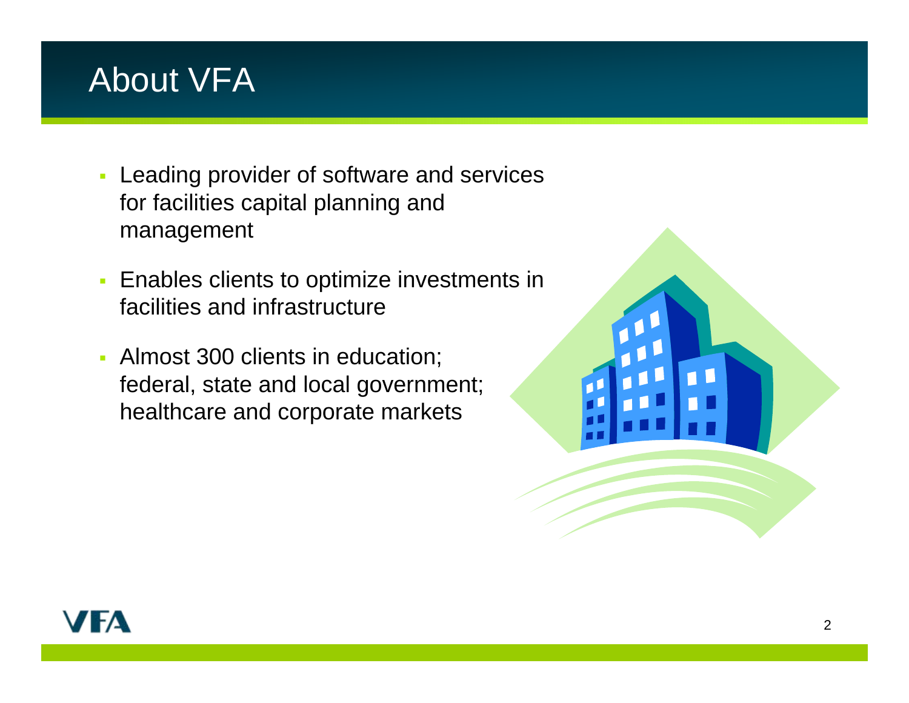# About VFA

- Leading provider of software and services for facilities capital planning and management
- Enables clients to optimize investments in facilities and infrastructure
- Almost 300 clients in education; federal, state and local government; healthcare and corporate markets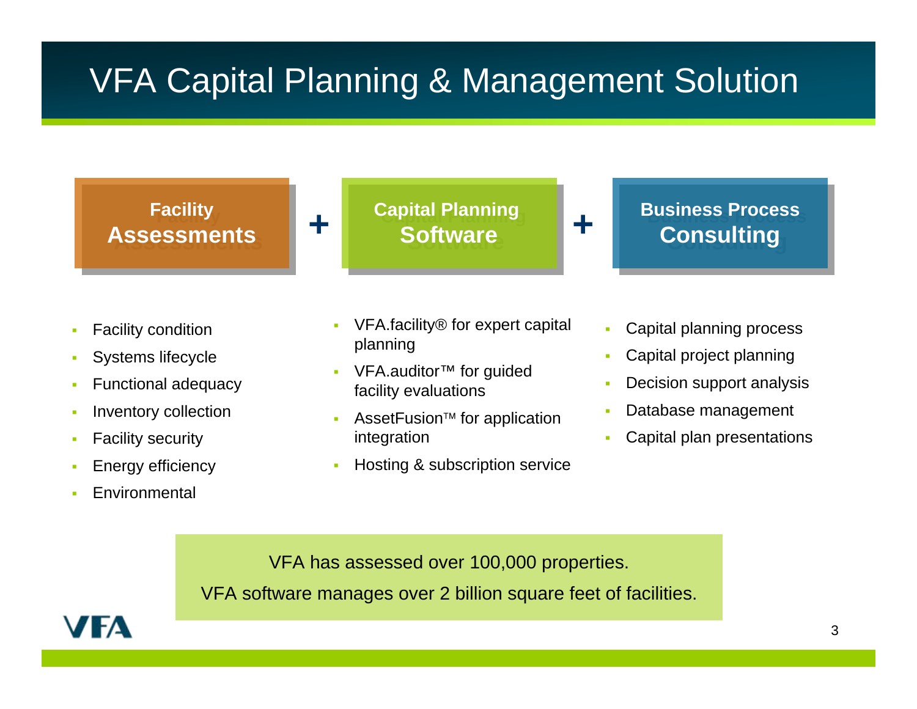# VFA Capital Planning & Management Solution

**Facility Assessments** + **Capital Planning Software** + **Business Process Consulting**

### Facility Assessments

- Facility condition
- Systems lifecycle
- Functional adequacy
- Inventory collection
- Facility security
- Energy efficiency
- Environmental

### Capital Planning Software

- VFA.facility® for expert capital planning
- VFA.auditor™ for guided facility evaluations
- AssetFusion™ for application integration
- Hosting & subscription service

### Business Process Consulting

- Capital planning process
- Capital project planning
- Decision support analysis
- Database management
- Capital plan presentations

VFA has assessed over 100,000 properties.

VFA software manages over 2 billion square feet of facilities.

VFA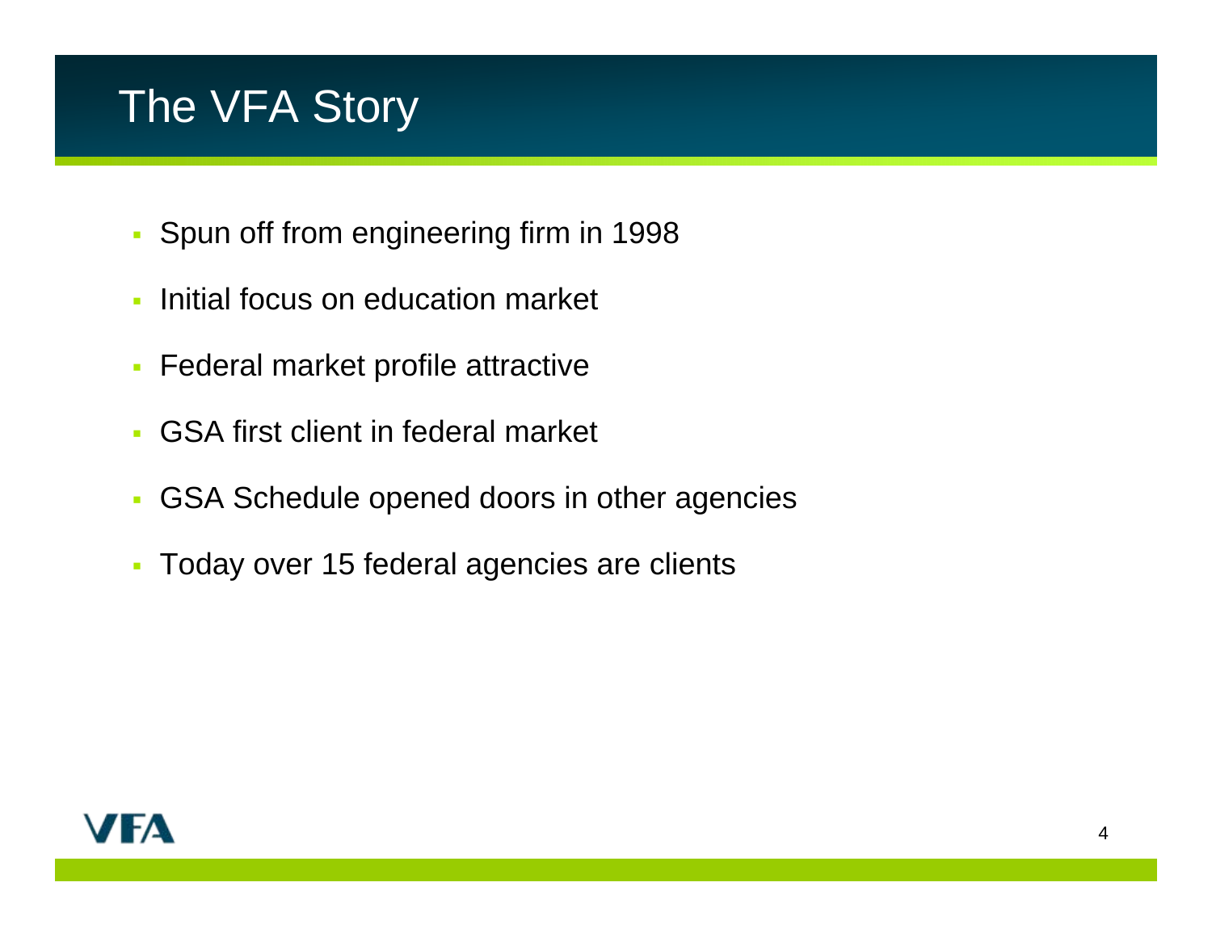# The VFA Story

- Spun off from engineering firm in 1998
- Initial focus on education market
- Federal market profile attractive
- GSA first client in federal market
- GSA Schedule opened doors in other agencies
- Today over 15 federal agencies are clients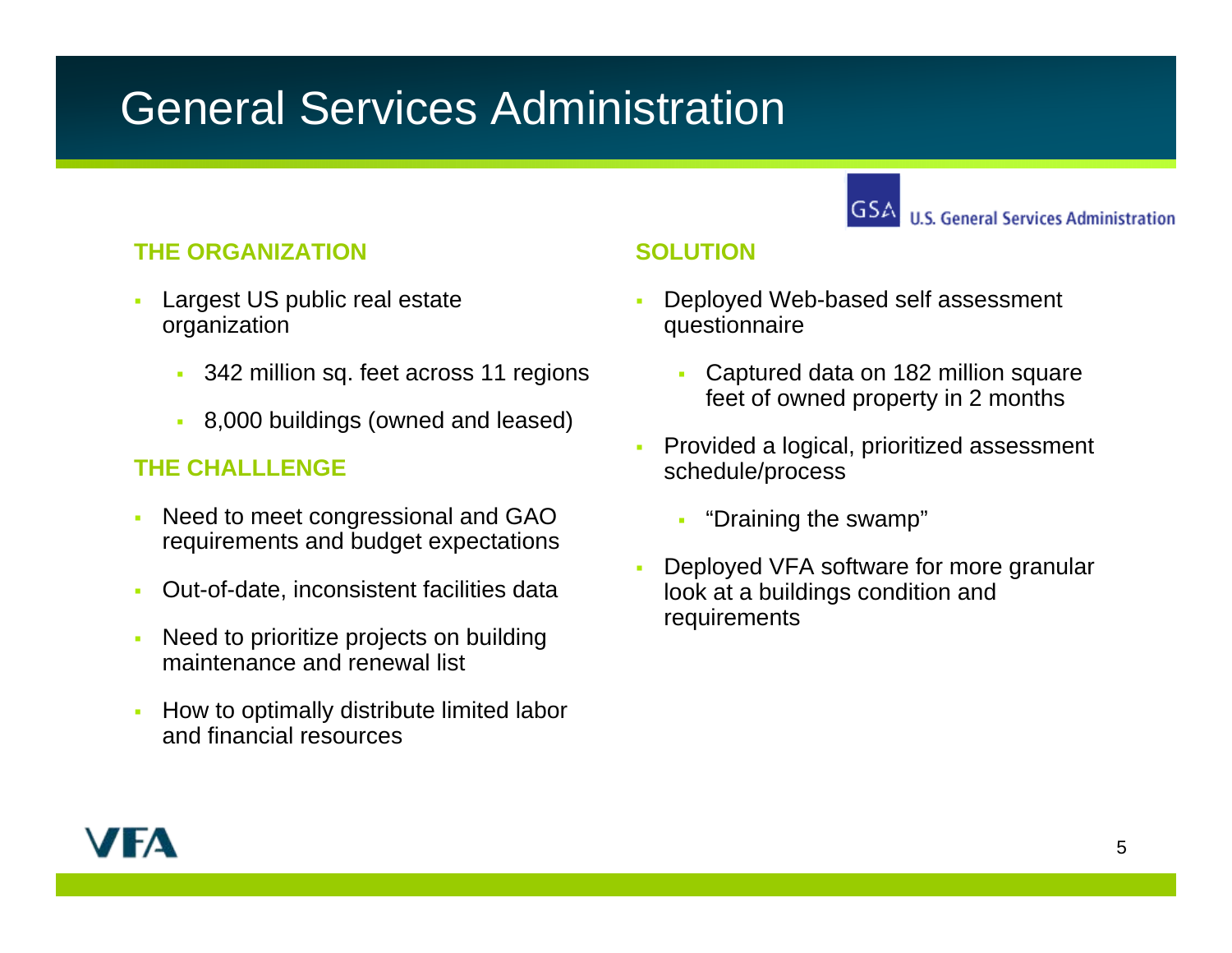# General Services Administration

U.S. General Services Administration

### THE ORGANIZATION

- Largest US public real estate organization
  - 342 million sq. feet across 11 regions
  - 8,000 buildings (owned and leased)

### THE CHALLLENGE

- Need to meet congressional and GAO requirements and budget expectations
- Out-of-date, inconsistent facilities data
- Need to prioritize projects on building maintenance and renewal list
- How to optimally distribute limited labor and financial resources

### SOLUTION

- Deployed Web-based self assessment questionnaire
  - Captured data on 182 million square feet of owned property in 2 months
- Provided a logical, prioritized assessment schedule/process
  - "Draining the swamp"
- Deployed VFA software for more granular look at a buildings condition and requirements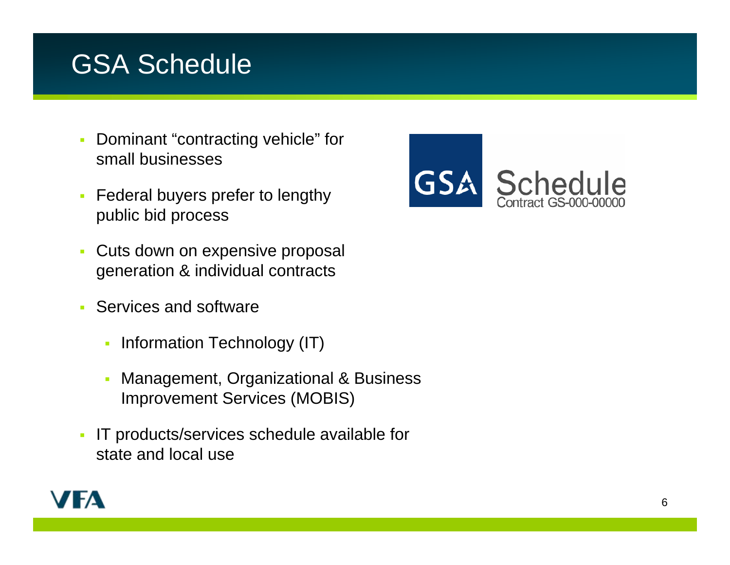# GSA Schedule

- Dominant "contracting vehicle" for small businesses
- Federal buyers prefer to lengthy public bid process
- Cuts down on expensive proposal generation & individual contracts
- Services and software
  - Information Technology (IT)
  - Management, Organizational & Business Improvement Services (MOBIS)
- IT products/services schedule available for state and local use

GSA Schedule
Contract GS-000-00000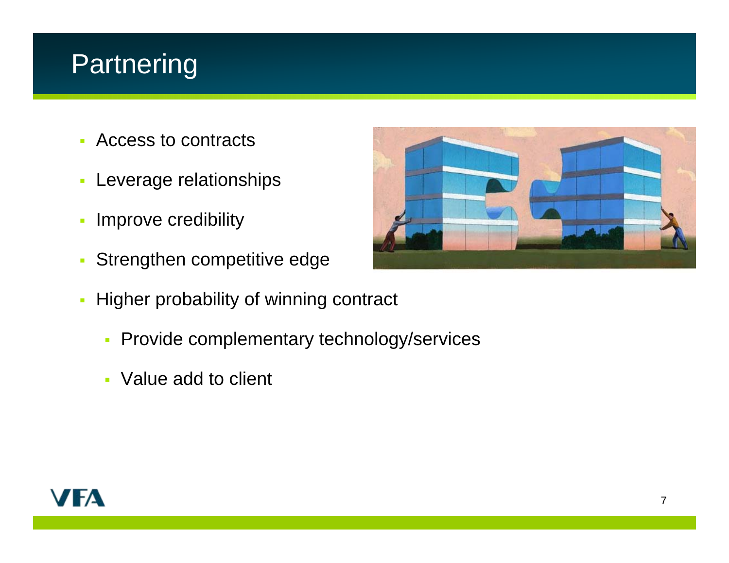# Partnering

- Access to contracts
- Leverage relationships
- Improve credibility
- Strengthen competitive edge
- Higher probability of winning contract
  - Provide complementary technology/services
  - Value add to client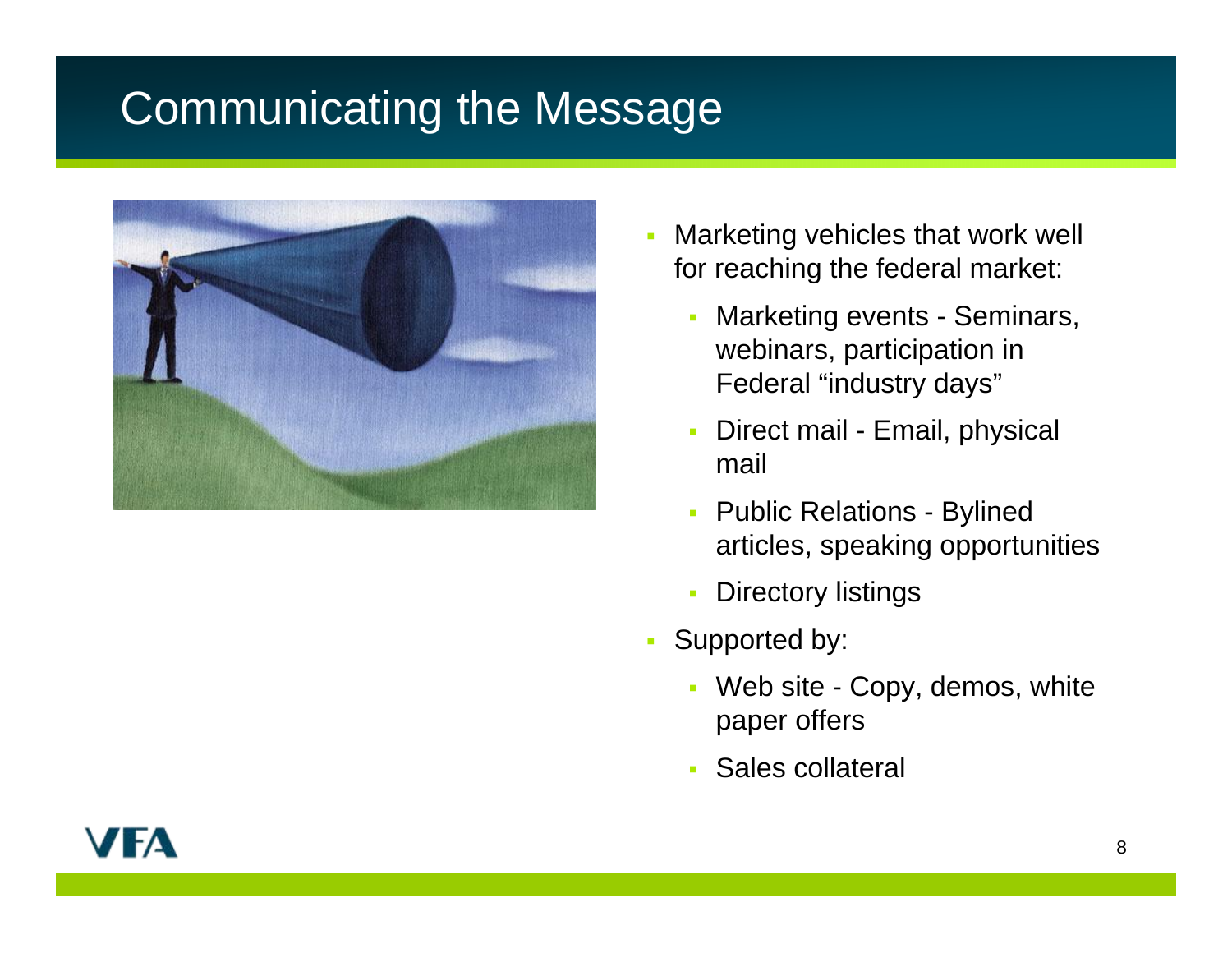# Communicating the Message

- Marketing vehicles that work well for reaching the federal market:
  - Marketing events - Seminars, webinars, participation in Federal “industry days”
  - Direct mail - Email, physical mail
  - Public Relations - Bylined articles, speaking opportunities
  - Directory listings
- Supported by:
  - Web site - Copy, demos, white paper offers
  - Sales collateral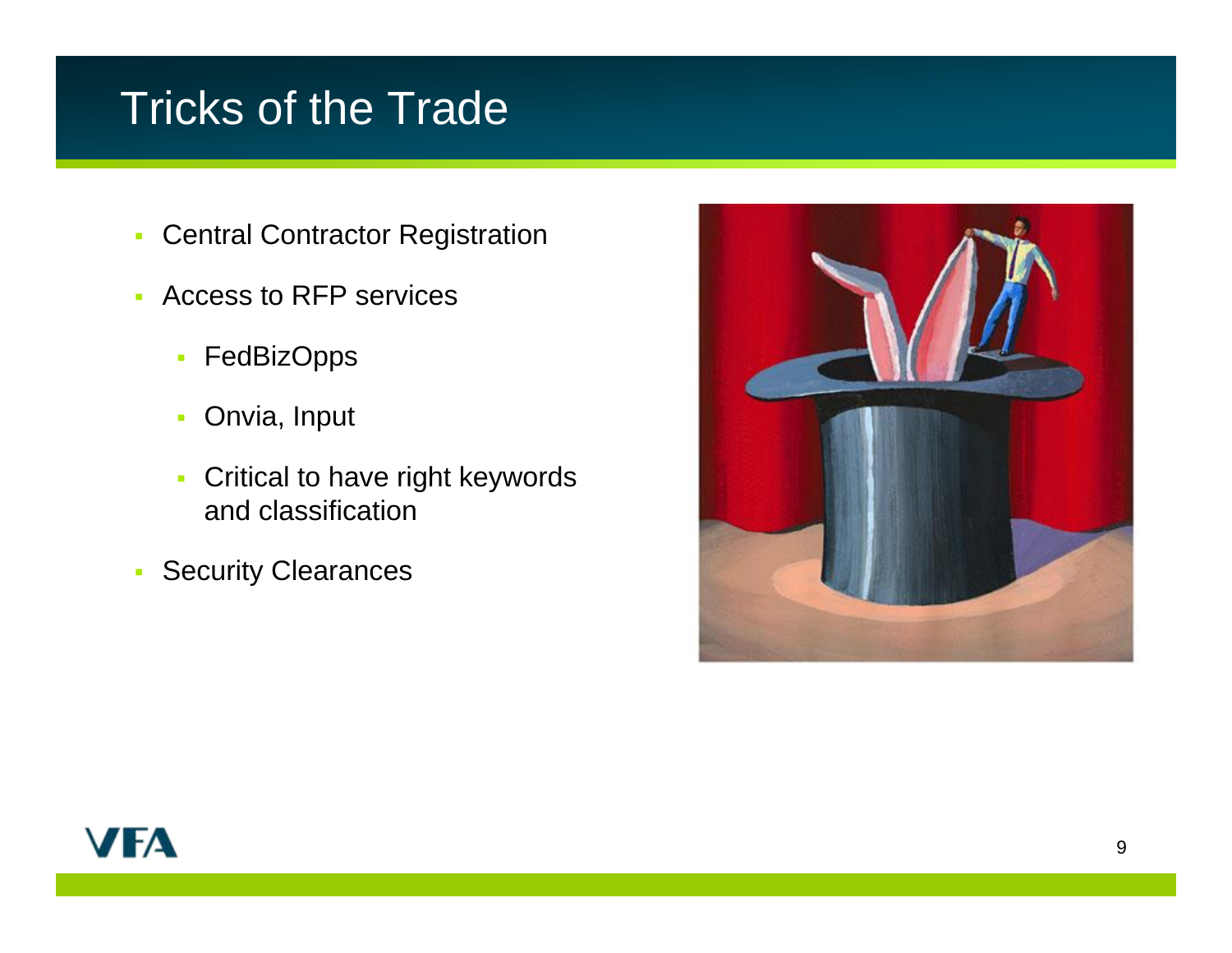# Tricks of the Trade

- Central Contractor Registration
- Access to RFP services
  - FedBizOpps
  - Onvia, Input
  - Critical to have right keywords and classification
- Security Clearances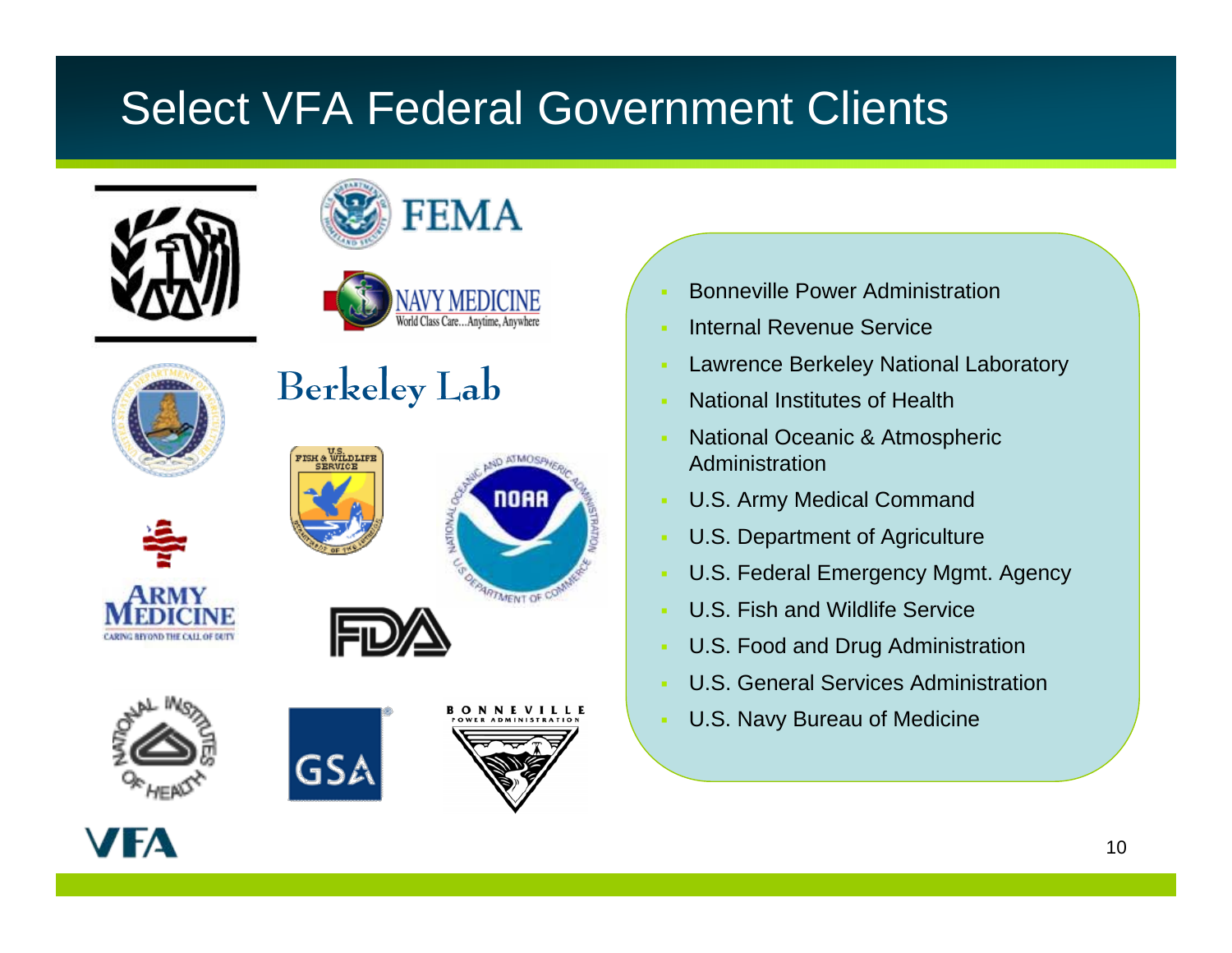# Select VFA Federal Government Clients

- Bonneville Power Administration
- Internal Revenue Service
- Lawrence Berkeley National Laboratory
- National Institutes of Health
- National Oceanic & Atmospheric Administration
- U.S. Army Medical Command
- U.S. Department of Agriculture
- U.S. Federal Emergency Mgmt. Agency
- U.S. Fish and Wildlife Service
- U.S. Food and Drug Administration
- U.S. General Services Administration
- U.S. Navy Bureau of Medicine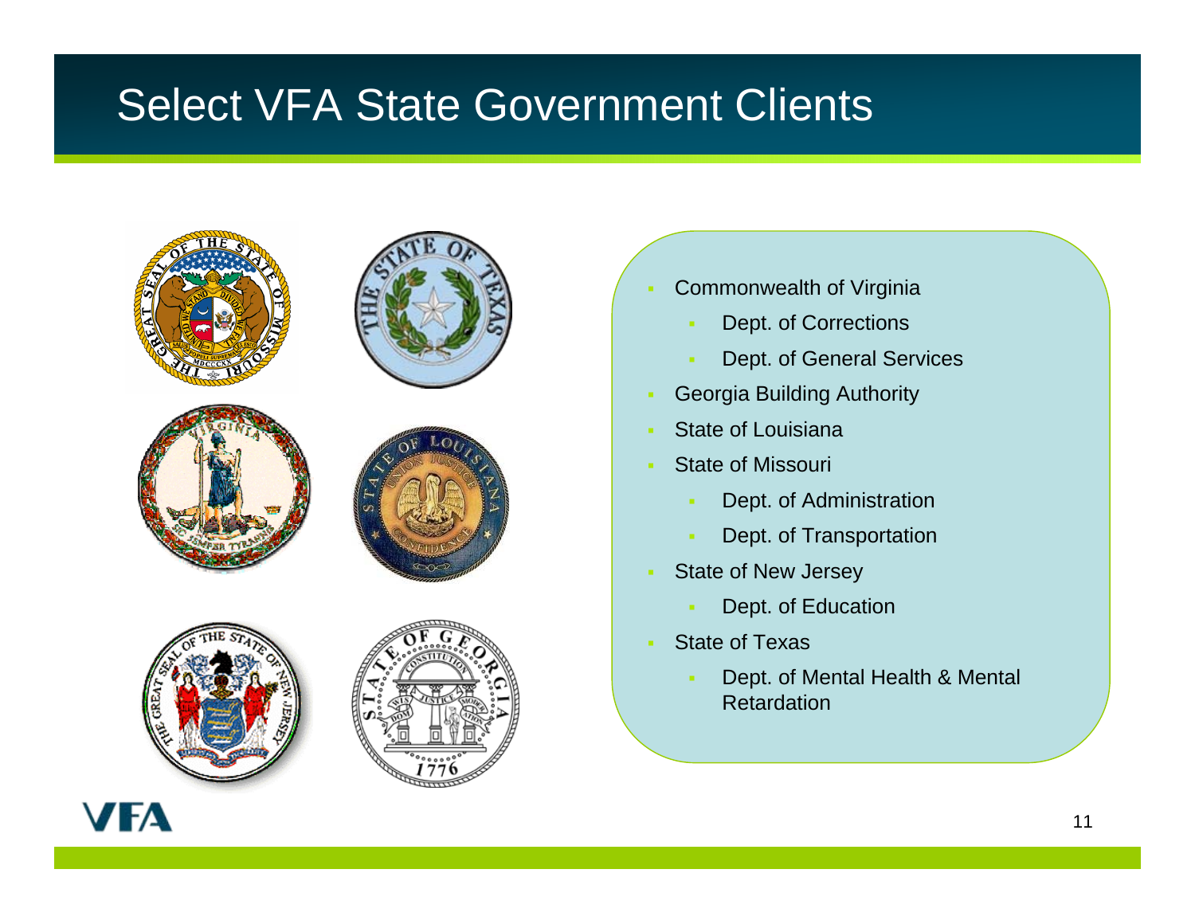# Select VFA State Government Clients

- Commonwealth of Virginia
  - Dept. of Corrections
  - Dept. of General Services
- Georgia Building Authority
- State of Louisiana
- State of Missouri
  - Dept. of Administration
  - Dept. of Transportation
- State of New Jersey
  - Dept. of Education
- State of Texas
  - Dept. of Mental Health & Mental Retardation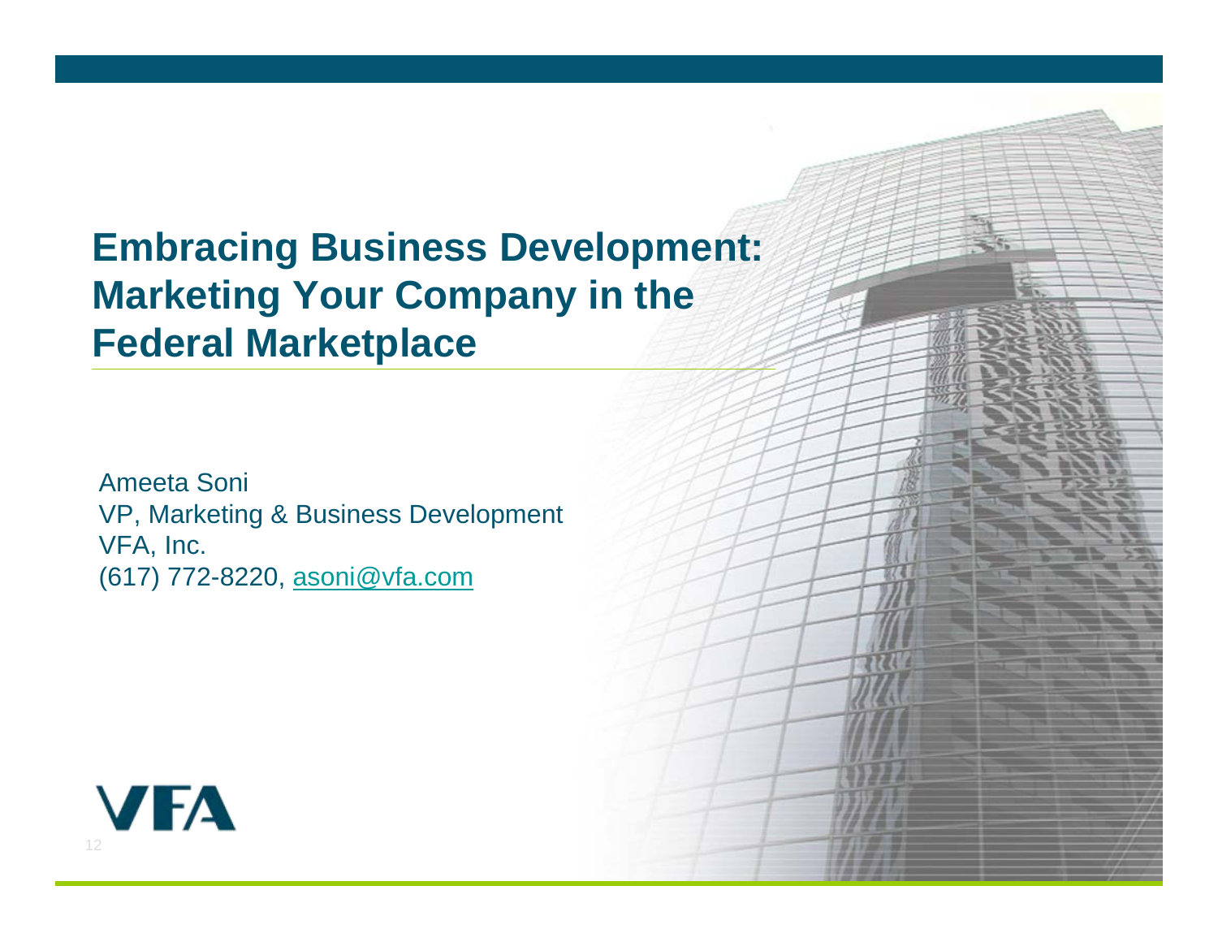# Embracing Business Development: Marketing Your Company in the Federal Marketplace

Ameeta Soni
VP, Marketing & Business Development
VFA, Inc.
(617) 772-8220, asoni@vfa.com

VFA